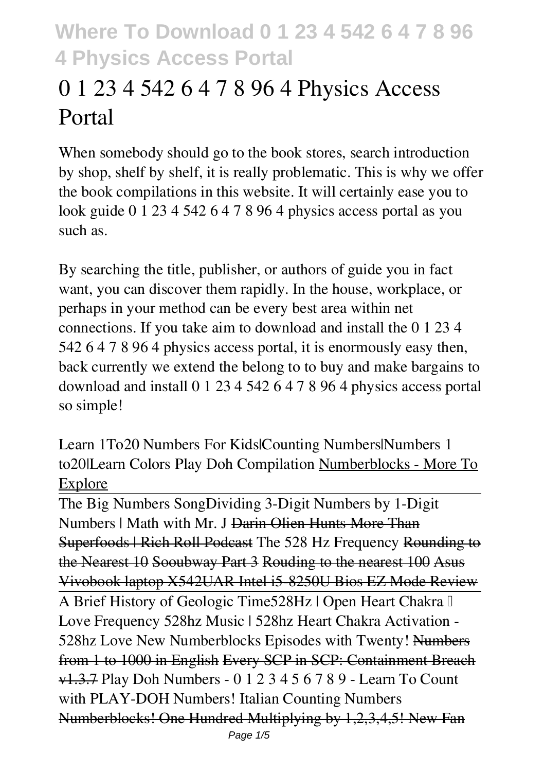# 0 1 23 4 542 6 4 7 8 96 4 Physics Access Portal

When somebody should go to the book stores, search introduction by shop, shelf by shelf, it is really problematic. This is why we offer the book compilations in this website. It will certainly ease you to look guide 0 1 23 4 542 6 4 7 8 96 4 physics access portal as you such as.

By searching the title, publisher, or authors of guide you in fact want, you can discover them rapidly. In the house, workplace, or perhaps in your method can be every best area within net connections. If you take aim to download and install the 0 1 23 4 542 6 4 7 8 96 4 physics access portal, it is enormously easy then, back currently we extend the belong to to buy and make bargains to download and install 0 1 23 4 542 6 4 7 8 96 4 physics access portal so simple!

*Learn 1To20 Numbers For Kids|Counting Numbers|Numbers 1 to20|Learn Colors Play Doh Compilation* Numberblocks - More To Explore

The Big Numbers Song*Dividing 3-Digit Numbers by 1-Digit Numbers | Math with Mr. J* ~~Darin Olien Hunts More Than Superfoods | Rich Roll Podcast~~ *The 528 Hz Frequency* ~~Rounding to the Nearest 10~~ ~~Sooubway Part 3~~ ~~Rouding to the nearest 100~~ ~~Asus Vivobook laptop X542UAR Intel i5-8250U Bios EZ Mode Review~~

A Brief History of Geologic Time*528Hz | Open Heart Chakra ❤ Love Frequency 528hz Music | 528hz Heart Chakra Activation - 528hz Love* New Numberblocks Episodes with Twenty! ~~Numbers from 1 to 1000 in English~~ ~~Every SCP in SCP: Containment Breach v1.3.7~~ *Play Doh Numbers - 0 1 2 3 4 5 6 7 8 9 - Learn To Count with PLAY-DOH Numbers! Italian Counting Numbers* ~~Numberblocks! One Hundred Multiplying by 1,2,3,4,5! New Fan~~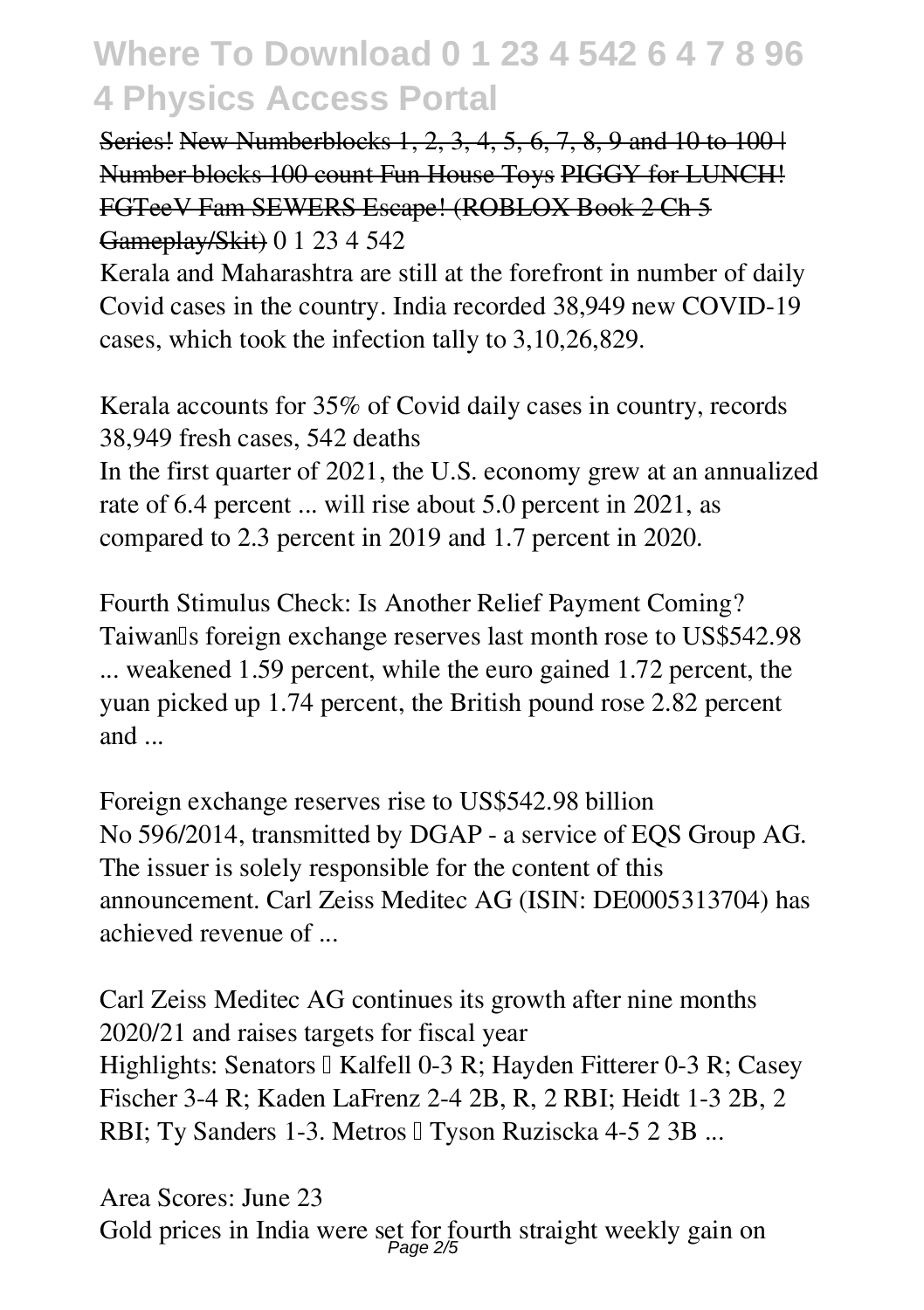Series! New Numberblocks 1, 2, 3, 4, 5, 6, 7, 8, 9 and 10 to 100 | Number blocks 100 count Fun House Toys PIGGY for LUNCH! FGTeeV Fam SEWERS Escape! (ROBLOX Book 2 Ch 5 Gameplay/Skit) 0 1 23 4 542

Kerala and Maharashtra are still at the forefront in number of daily Covid cases in the country. India recorded 38,949 new COVID-19 cases, which took the infection tally to 3,10,26,829.

**Kerala accounts for 35% of Covid daily cases in country, records 38,949 fresh cases, 542 deaths**

In the first quarter of 2021, the U.S. economy grew at an annualized rate of 6.4 percent ... will rise about 5.0 percent in 2021, as compared to 2.3 percent in 2019 and 1.7 percent in 2020.

**Fourth Stimulus Check: Is Another Relief Payment Coming?**

Taiwan's foreign exchange reserves last month rose to US$542.98 ... weakened 1.59 percent, while the euro gained 1.72 percent, the yuan picked up 1.74 percent, the British pound rose 2.82 percent and ...

**Foreign exchange reserves rise to US$542.98 billion**

No 596/2014, transmitted by DGAP - a service of EQS Group AG. The issuer is solely responsible for the content of this announcement. Carl Zeiss Meditec AG (ISIN: DE0005313704) has achieved revenue of ...

**Carl Zeiss Meditec AG continues its growth after nine months 2020/21 and raises targets for fiscal year**

Highlights: Senators — Kalfell 0-3 R; Hayden Fitterer 0-3 R; Casey Fischer 3-4 R; Kaden LaFrenz 2-4 2B, R, 2 RBI; Heidt 1-3 2B, 2 RBI; Ty Sanders 1-3. Metros — Tyson Ruziscka 4-5 2 3B ...

**Area Scores: June 23**

Gold prices in India were set for fourth straight weekly gain on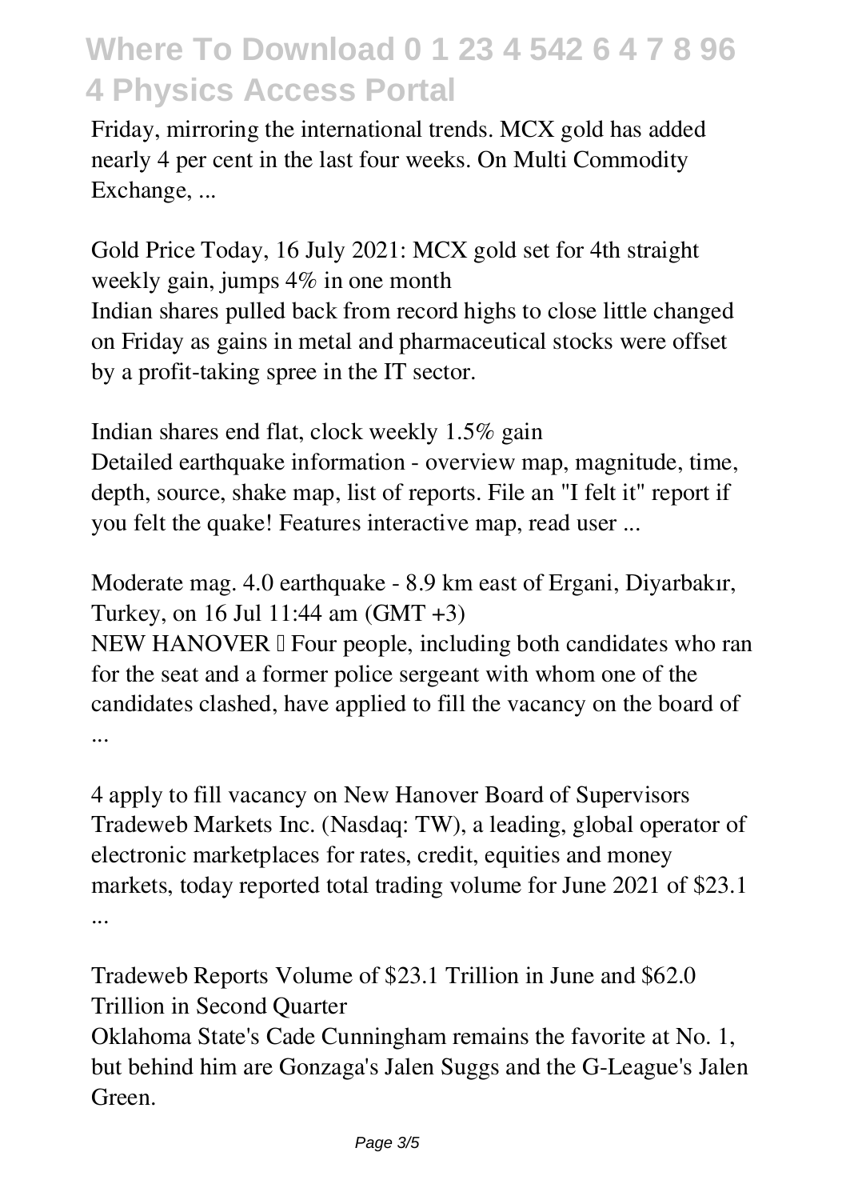Friday, mirroring the international trends. MCX gold has added nearly 4 per cent in the last four weeks. On Multi Commodity Exchange, ...

*Gold Price Today, 16 July 2021: MCX gold set for 4th straight weekly gain, jumps 4% in one month*

Indian shares pulled back from record highs to close little changed on Friday as gains in metal and pharmaceutical stocks were offset by a profit-taking spree in the IT sector.

*Indian shares end flat, clock weekly 1.5% gain*

Detailed earthquake information - overview map, magnitude, time, depth, source, shake map, list of reports. File an "I felt it" report if you felt the quake! Features interactive map, read user ...

*Moderate mag. 4.0 earthquake - 8.9 km east of Ergani, Diyarbakır, Turkey, on 16 Jul 11:44 am (GMT +3)*

NEW HANOVER — Four people, including both candidates who ran for the seat and a former police sergeant with whom one of the candidates clashed, have applied to fill the vacancy on the board of ...

*4 apply to fill vacancy on New Hanover Board of Supervisors*

Tradeweb Markets Inc. (Nasdaq: TW), a leading, global operator of electronic marketplaces for rates, credit, equities and money markets, today reported total trading volume for June 2021 of $23.1 ...

*Tradeweb Reports Volume of $23.1 Trillion in June and $62.0 Trillion in Second Quarter*

Oklahoma State's Cade Cunningham remains the favorite at No. 1, but behind him are Gonzaga's Jalen Suggs and the G-League's Jalen Green.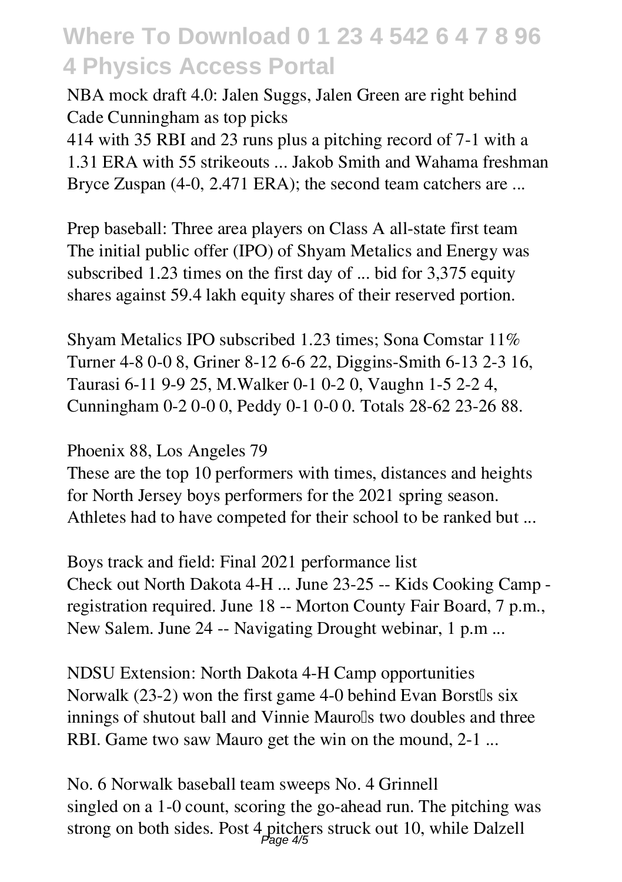**NBA mock draft 4.0: Jalen Suggs, Jalen Green are right behind Cade Cunningham as top picks**

414 with 35 RBI and 23 runs plus a pitching record of 7-1 with a 1.31 ERA with 55 strikeouts ... Jakob Smith and Wahama freshman Bryce Zuspan (4-0, 2.471 ERA); the second team catchers are ...

**Prep baseball: Three area players on Class A all-state first team**

The initial public offer (IPO) of Shyam Metalics and Energy was subscribed 1.23 times on the first day of ... bid for 3,375 equity shares against 59.4 lakh equity shares of their reserved portion.

**Shyam Metalics IPO subscribed 1.23 times; Sona Comstar 11%**

Turner 4-8 0-0 8, Griner 8-12 6-6 22, Diggins-Smith 6-13 2-3 16, Taurasi 6-11 9-9 25, M.Walker 0-1 0-2 0, Vaughn 1-5 2-2 4, Cunningham 0-2 0-0 0, Peddy 0-1 0-0 0. Totals 28-62 23-26 88.

**Phoenix 88, Los Angeles 79**

These are the top 10 performers with times, distances and heights for North Jersey boys performers for the 2021 spring season. Athletes had to have competed for their school to be ranked but ...

**Boys track and field: Final 2021 performance list**

Check out North Dakota 4-H ... June 23-25 -- Kids Cooking Camp - registration required. June 18 -- Morton County Fair Board, 7 p.m., New Salem. June 24 -- Navigating Drought webinar, 1 p.m ...

**NDSU Extension: North Dakota 4-H Camp opportunities**

Norwalk (23-2) won the first game 4-0 behind Evan Borst's six innings of shutout ball and Vinnie Mauro's two doubles and three RBI. Game two saw Mauro get the win on the mound, 2-1 ...

**No. 6 Norwalk baseball team sweeps No. 4 Grinnell**

singled on a 1-0 count, scoring the go-ahead run. The pitching was strong on both sides. Post 4 pitchers struck out 10, while Dalzell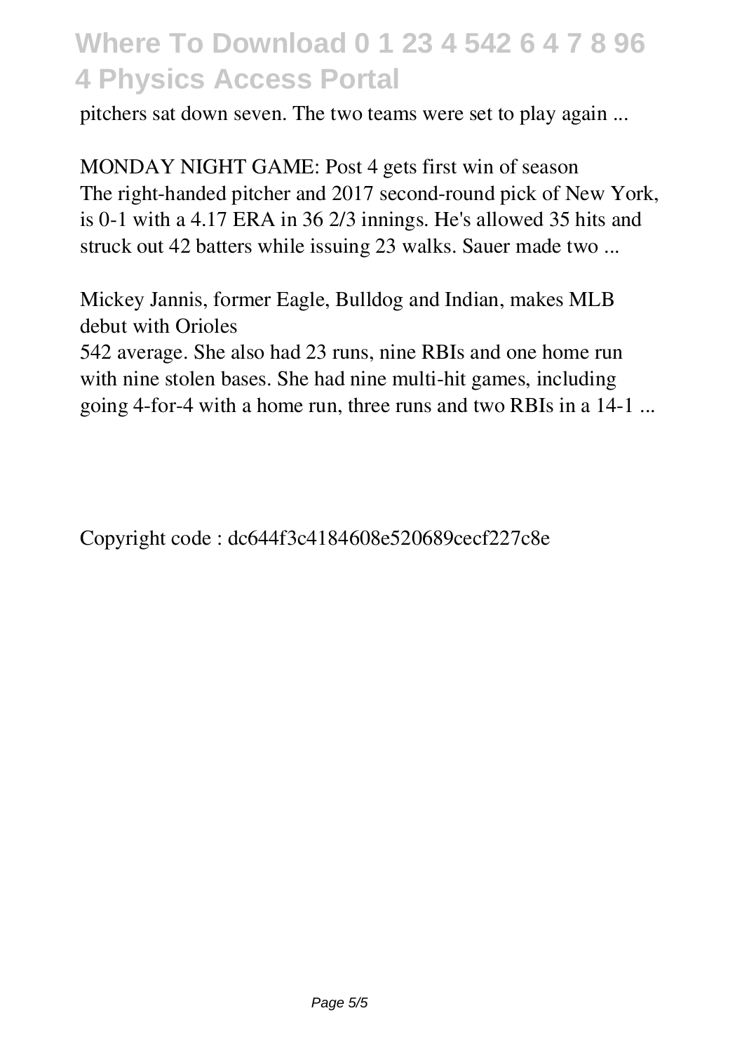pitchers sat down seven. The two teams were set to play again ...

MONDAY NIGHT GAME: Post 4 gets first win of season
The right-handed pitcher and 2017 second-round pick of New York, is 0-1 with a 4.17 ERA in 36 2/3 innings. He's allowed 35 hits and struck out 42 batters while issuing 23 walks. Sauer made two ...

Mickey Jannis, former Eagle, Bulldog and Indian, makes MLB debut with Orioles
542 average. She also had 23 runs, nine RBIs and one home run with nine stolen bases. She had nine multi-hit games, including going 4-for-4 with a home run, three runs and two RBIs in a 14-1 ...

Copyright code : dc644f3c4184608e520689cecf227c8e